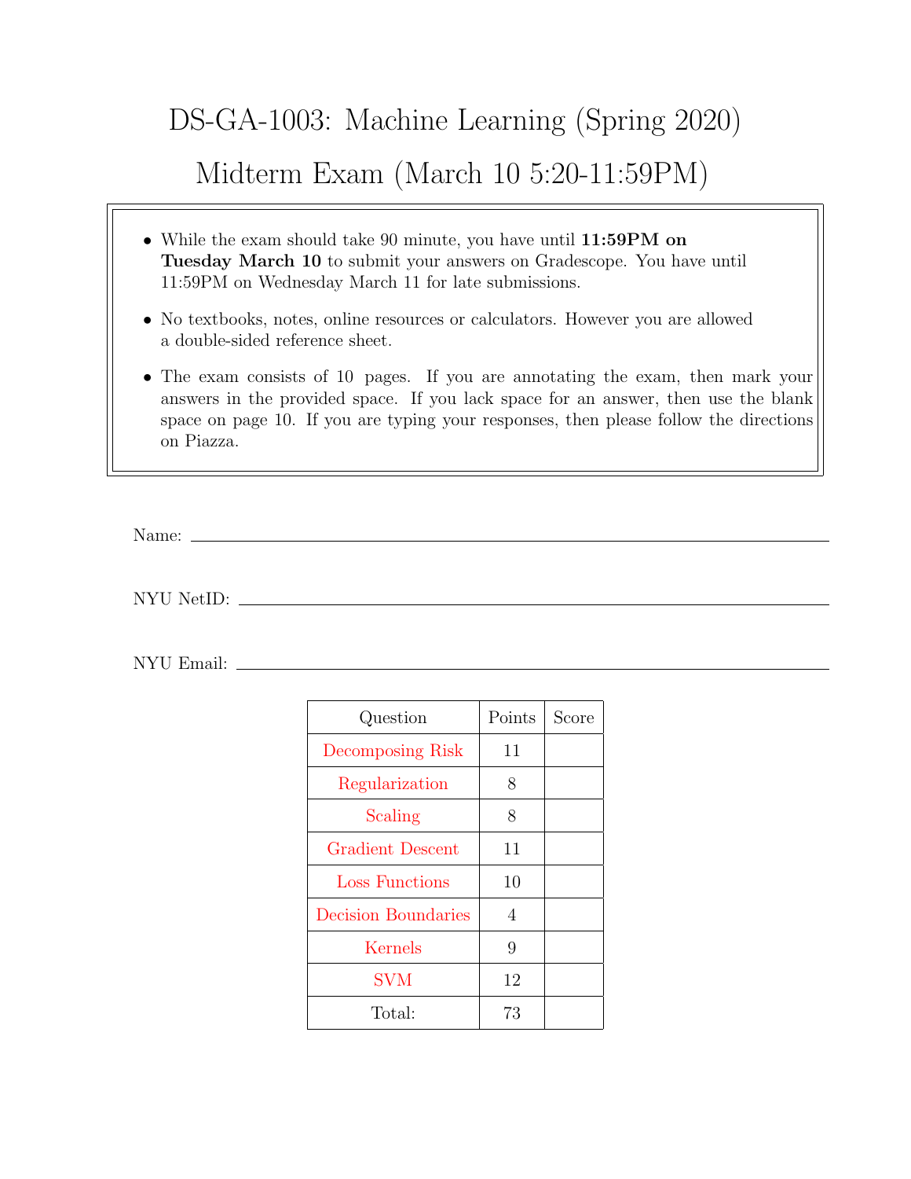# DS-GA-1003: Machine Learning (Spring 2020)

## Midterm Exam (March 10 5:20-11:59PM)

- While the exam should take 90 minute, you have until **11:59PM on Tuesday March 10** to submit your answers on Gradescope. You have until 11:59PM on Wednesday March 11 for late submissions.
- No textbooks, notes, online resources or calculators. However you are allowed a double-sided reference sheet.
- The exam consists of 10 pages. If you are annotating the exam, then mark your answers in the provided space. If you lack space for an answer, then use the blank space on page 10. If you are typing your responses, then please follow the directions on Piazza.

Name: ______________________________

NYU NetID: ______________________________

NYU Email: ______________________________

| Question | Points | Score |
|---|---|---|
| Decomposing Risk | 11 | |
| Regularization | 8 | |
| Scaling | 8 | |
| Gradient Descent | 11 | |
| Loss Functions | 10 | |
| Decision Boundaries | 4 | |
| Kernels | 9 | |
| SVM | 12 | |
| Total: | 73 | |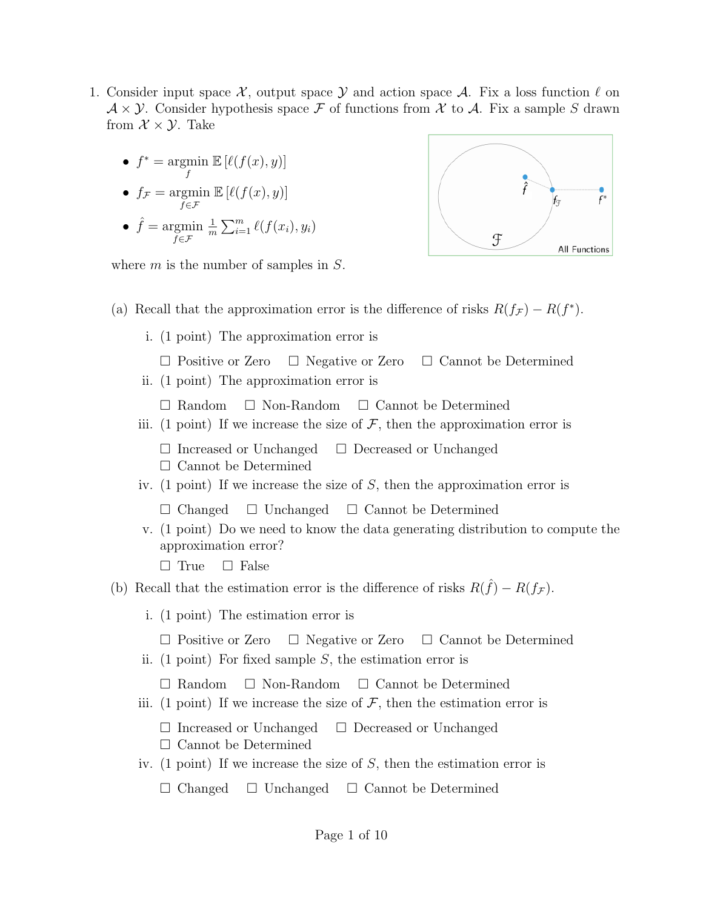1. Consider input space $\mathcal{X}$, output space $\mathcal{Y}$ and action space $\mathcal{A}$. Fix a loss function $\ell$ on $\mathcal{A} \times \mathcal{Y}$. Consider hypothesis space $\mathcal{F}$ of functions from $\mathcal{X}$ to $\mathcal{A}$. Fix a sample $S$ drawn from $\mathcal{X} \times \mathcal{Y}$. Take

   - $f^* = \underset{f}{\operatorname{argmin}}\ \mathbb{E}\left[\ell(f(x), y)\right]$
   - $f_{\mathcal{F}} = \underset{f \in \mathcal{F}}{\operatorname{argmin}}\ \mathbb{E}\left[\ell(f(x), y)\right]$
   - $\hat{f} = \underset{f \in \mathcal{F}}{\operatorname{argmin}}\ \frac{1}{m} \sum_{i=1}^{m} \ell(f(x_i), y_i)$

   where $m$ is the number of samples in $S$.

   (a) Recall that the approximation error is the difference of risks $R(f_{\mathcal{F}}) - R(f^*)$.

   i. (1 point) The approximation error is

   ☐ Positive or Zero ☐ Negative or Zero ☐ Cannot be Determined

   ii. (1 point) The approximation error is

   ☐ Random ☐ Non-Random ☐ Cannot be Determined

   iii. (1 point) If we increase the size of $\mathcal{F}$, then the approximation error is

   ☐ Increased or Unchanged ☐ Decreased or Unchanged
   ☐ Cannot be Determined

   iv. (1 point) If we increase the size of $S$, then the approximation error is

   ☐ Changed ☐ Unchanged ☐ Cannot be Determined

   v. (1 point) Do we need to know the data generating distribution to compute the approximation error?

   ☐ True ☐ False

   (b) Recall that the estimation error is the difference of risks $R(\hat{f}) - R(f_{\mathcal{F}})$.

   i. (1 point) The estimation error is

   ☐ Positive or Zero ☐ Negative or Zero ☐ Cannot be Determined

   ii. (1 point) For fixed sample $S$, the estimation error is

   ☐ Random ☐ Non-Random ☐ Cannot be Determined

   iii. (1 point) If we increase the size of $\mathcal{F}$, then the estimation error is

   ☐ Increased or Unchanged ☐ Decreased or Unchanged
   ☐ Cannot be Determined

   iv. (1 point) If we increase the size of $S$, then the estimation error is

   ☐ Changed ☐ Unchanged ☐ Cannot be Determined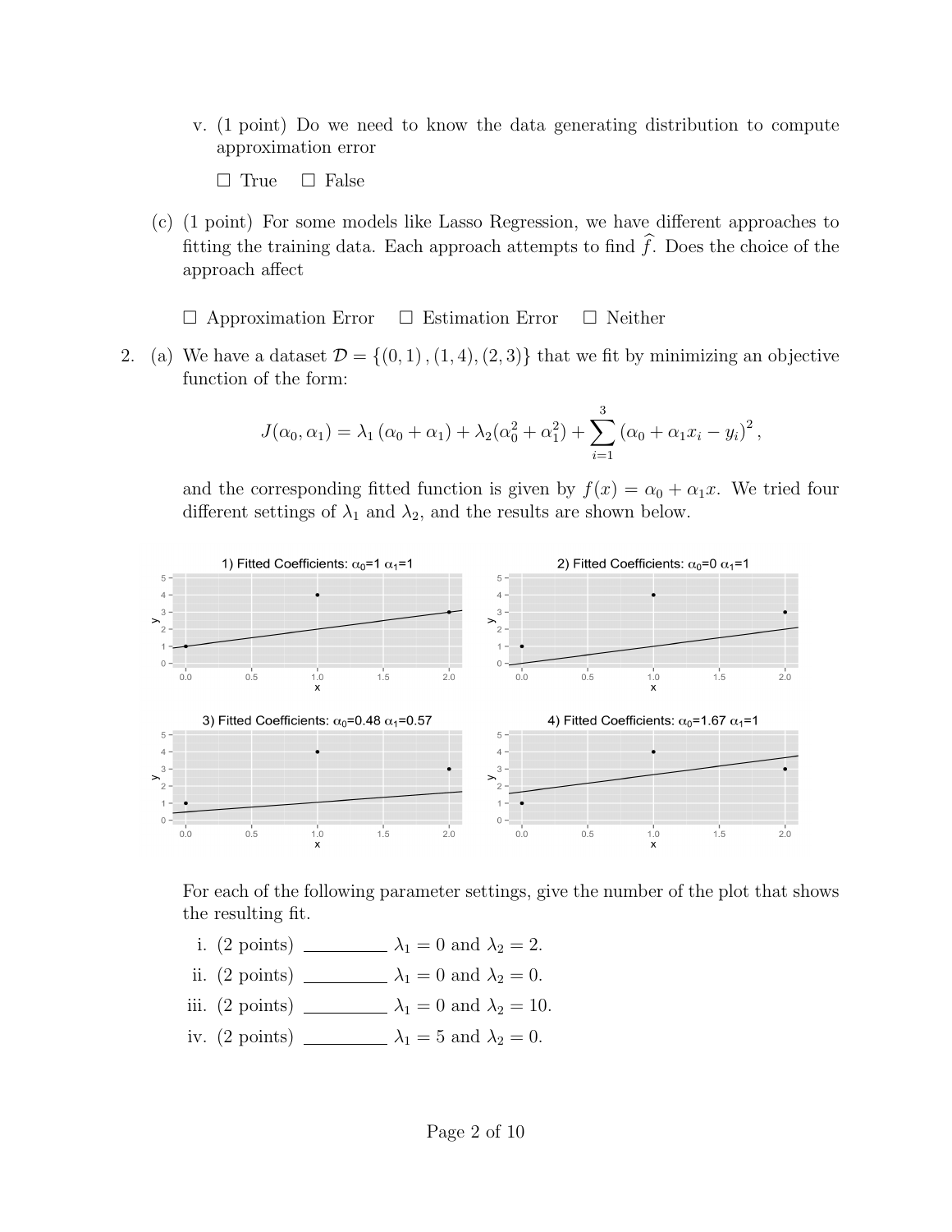v. (1 point) Do we need to know the data generating distribution to compute approximation error

☐ True ☐ False

(c) (1 point) For some models like Lasso Regression, we have different approaches to fitting the training data. Each approach attempts to find $\widehat{f}$. Does the choice of the approach affect

☐ Approximation Error ☐ Estimation Error ☐ Neither

2. (a) We have a dataset $\mathcal{D} = \{(0, 1), (1, 4), (2, 3)\}$ that we fit by minimizing an objective function of the form:

$$J(\alpha_0, \alpha_1) = \lambda_1 (\alpha_0 + \alpha_1) + \lambda_2(\alpha_0^2 + \alpha_1^2) + \sum_{i=1}^{3} (\alpha_0 + \alpha_1 x_i - y_i)^2,$$

and the corresponding fitted function is given by $f(x) = \alpha_0 + \alpha_1 x$. We tried four different settings of $\lambda_1$ and $\lambda_2$, and the results are shown below.

1) Fitted Coefficients: $\alpha_0$=1 $\alpha_1$=1

2) Fitted Coefficients: $\alpha_0$=0 $\alpha_1$=1

3) Fitted Coefficients: $\alpha_0$=0.48 $\alpha_1$=0.57

4) Fitted Coefficients: $\alpha_0$=1.67 $\alpha_1$=1

For each of the following parameter settings, give the number of the plot that shows the resulting fit.

i. (2 points) ________ $\lambda_1 = 0$ and $\lambda_2 = 2$.

ii. (2 points) ________ $\lambda_1 = 0$ and $\lambda_2 = 0$.

iii. (2 points) ________ $\lambda_1 = 0$ and $\lambda_2 = 10$.

iv. (2 points) ________ $\lambda_1 = 5$ and $\lambda_2 = 0$.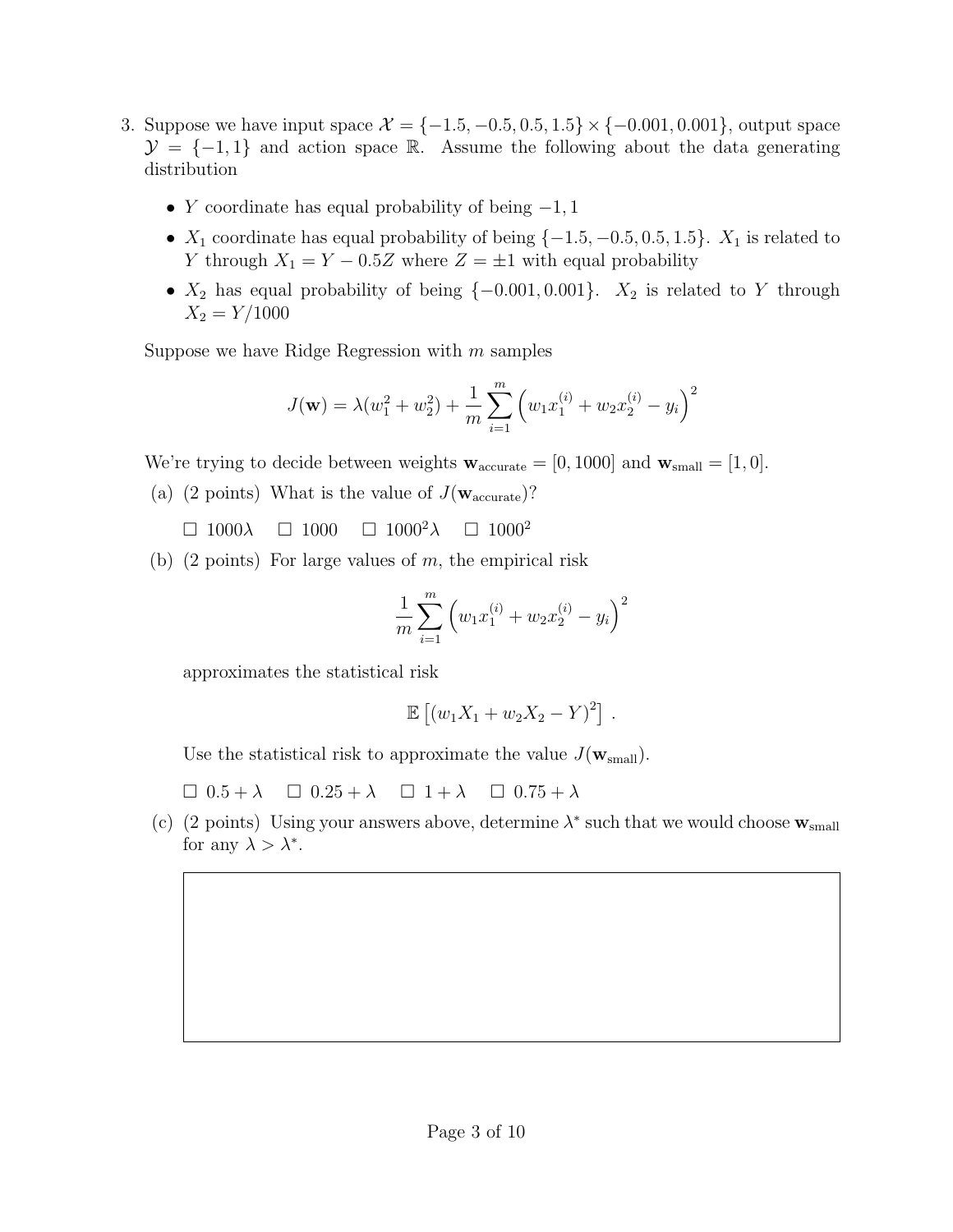3. Suppose we have input space $\mathcal{X} = \{-1.5, -0.5, 0.5, 1.5\} \times \{-0.001, 0.001\}$, output space $\mathcal{Y} = \{-1, 1\}$ and action space $\mathbb{R}$. Assume the following about the data generating distribution

   - $Y$ coordinate has equal probability of being $-1, 1$
   - $X_1$ coordinate has equal probability of being $\{-1.5, -0.5, 0.5, 1.5\}$. $X_1$ is related to $Y$ through $X_1 = Y - 0.5Z$ where $Z = \pm 1$ with equal probability
   - $X_2$ has equal probability of being $\{-0.001, 0.001\}$. $X_2$ is related to $Y$ through $X_2 = Y/1000$

   Suppose we have Ridge Regression with $m$ samples

   $$J(\mathbf{w}) = \lambda(w_1^2 + w_2^2) + \frac{1}{m}\sum_{i=1}^{m}\left(w_1 x_1^{(i)} + w_2 x_2^{(i)} - y_i\right)^2$$

   We're trying to decide between weights $\mathbf{w}_{\text{accurate}} = [0, 1000]$ and $\mathbf{w}_{\text{small}} = [1, 0]$.

   (a) (2 points) What is the value of $J(\mathbf{w}_{\text{accurate}})$?

   ☐ $1000\lambda$ ☐ $1000$ ☐ $1000^2\lambda$ ☐ $1000^2$

   (b) (2 points) For large values of $m$, the empirical risk

   $$\frac{1}{m}\sum_{i=1}^{m}\left(w_1 x_1^{(i)} + w_2 x_2^{(i)} - y_i\right)^2$$

   approximates the statistical risk

   $$\mathbb{E}\left[(w_1 X_1 + w_2 X_2 - Y)^2\right] .$$

   Use the statistical risk to approximate the value $J(\mathbf{w}_{\text{small}})$.

   ☐ $0.5 + \lambda$ ☐ $0.25 + \lambda$ ☐ $1 + \lambda$ ☐ $0.75 + \lambda$

   (c) (2 points) Using your answers above, determine $\lambda^*$ such that we would choose $\mathbf{w}_{\text{small}}$ for any $\lambda > \lambda^*$.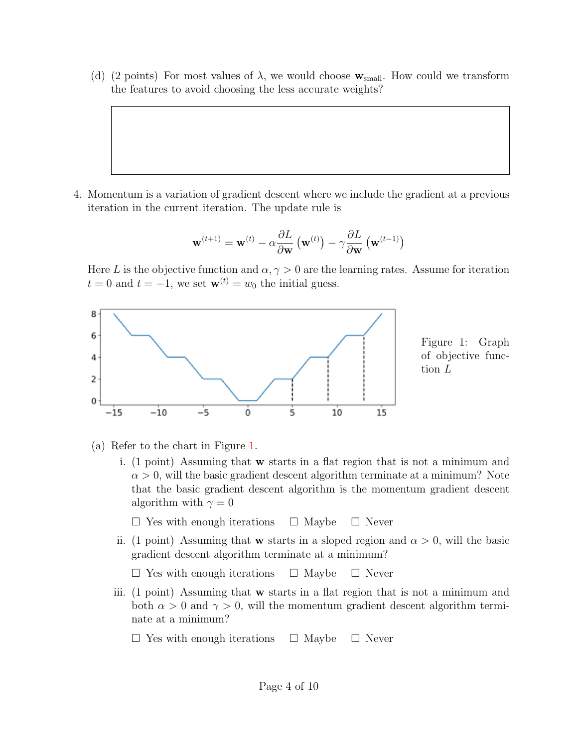(d) (2 points) For most values of $\lambda$, we would choose $\mathbf{w}_{\text{small}}$. How could we transform the features to avoid choosing the less accurate weights?

4. Momentum is a variation of gradient descent where we include the gradient at a previous iteration in the current iteration. The update rule is

$$\mathbf{w}^{(t+1)} = \mathbf{w}^{(t)} - \alpha \frac{\partial L}{\partial \mathbf{w}} \left(\mathbf{w}^{(t)}\right) - \gamma \frac{\partial L}{\partial \mathbf{w}} \left(\mathbf{w}^{(t-1)}\right)$$

Here $L$ is the objective function and $\alpha, \gamma > 0$ are the learning rates. Assume for iteration $t = 0$ and $t = -1$, we set $\mathbf{w}^{(t)} = w_0$ the initial guess.

Figure 1: Graph of objective function $L$

(a) Refer to the chart in Figure 1.

i. (1 point) Assuming that $\mathbf{w}$ starts in a flat region that is not a minimum and $\alpha > 0$, will the basic gradient descent algorithm terminate at a minimum? Note that the basic gradient descent algorithm is the momentum gradient descent algorithm with $\gamma = 0$

☐ Yes with enough iterations ☐ Maybe ☐ Never

ii. (1 point) Assuming that $\mathbf{w}$ starts in a sloped region and $\alpha > 0$, will the basic gradient descent algorithm terminate at a minimum?

☐ Yes with enough iterations ☐ Maybe ☐ Never

iii. (1 point) Assuming that $\mathbf{w}$ starts in a flat region that is not a minimum and both $\alpha > 0$ and $\gamma > 0$, will the momentum gradient descent algorithm terminate at a minimum?

☐ Yes with enough iterations ☐ Maybe ☐ Never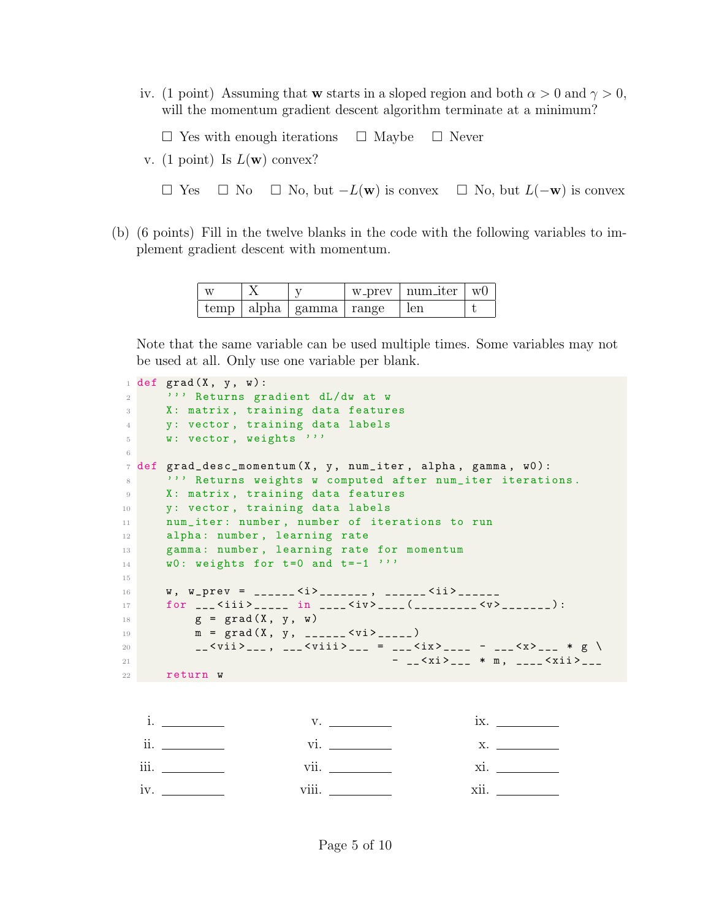iv. (1 point) Assuming that $\mathbf{w}$ starts in a sloped region and both $\alpha > 0$ and $\gamma > 0$, will the momentum gradient descent algorithm terminate at a minimum?

☐ Yes with enough iterations ☐ Maybe ☐ Never

v. (1 point) Is $L(\mathbf{w})$ convex?

☐ Yes ☐ No ☐ No, but $-L(\mathbf{w})$ is convex ☐ No, but $L(-\mathbf{w})$ is convex

(b) (6 points) Fill in the twelve blanks in the code with the following variables to implement gradient descent with momentum.

| w | X | y | w_prev | num_iter | w0 |
|---|---|---|---|---|---|
| temp | alpha | gamma | range | len | t |

Note that the same variable can be used multiple times. Some variables may not be used at all. Only use one variable per blank.

```
1  def grad(X, y, w):
2      ''' Returns gradient dL/dw at w
3      X: matrix, training data features
4      y: vector, training data labels
5      w: vector, weights '''
6
7  def grad_desc_momentum(X, y, num_iter, alpha, gamma, w0):
8      ''' Returns weights w computed after num_iter iterations.
9      X: matrix, training data features
10     y: vector, training data labels
11     num_iter: number, number of iterations to run
12     alpha: number, learning rate
13     gamma: number, learning rate for momentum
14     w0: weights for t=0 and t=-1 '''
15
16     w, w_prev = ______<i>_______, ______<ii>______
17     for ___<iii>_____ in ____<iv>____(_________<v>_______):
18         g = grad(X, y, w)
19         m = grad(X, y, ______<vi>_____)
20         __<vii>___, ___<viii>___ = ___<ix>____ - ___<x>___ * g \
21                                  - __<xi>___ * m, ____<xii>___
22     return w
```

i. __________ v. __________ ix. __________

ii. __________ vi. __________ x. __________

iii. __________ vii. __________ xi. __________

iv. __________ viii. __________ xii. __________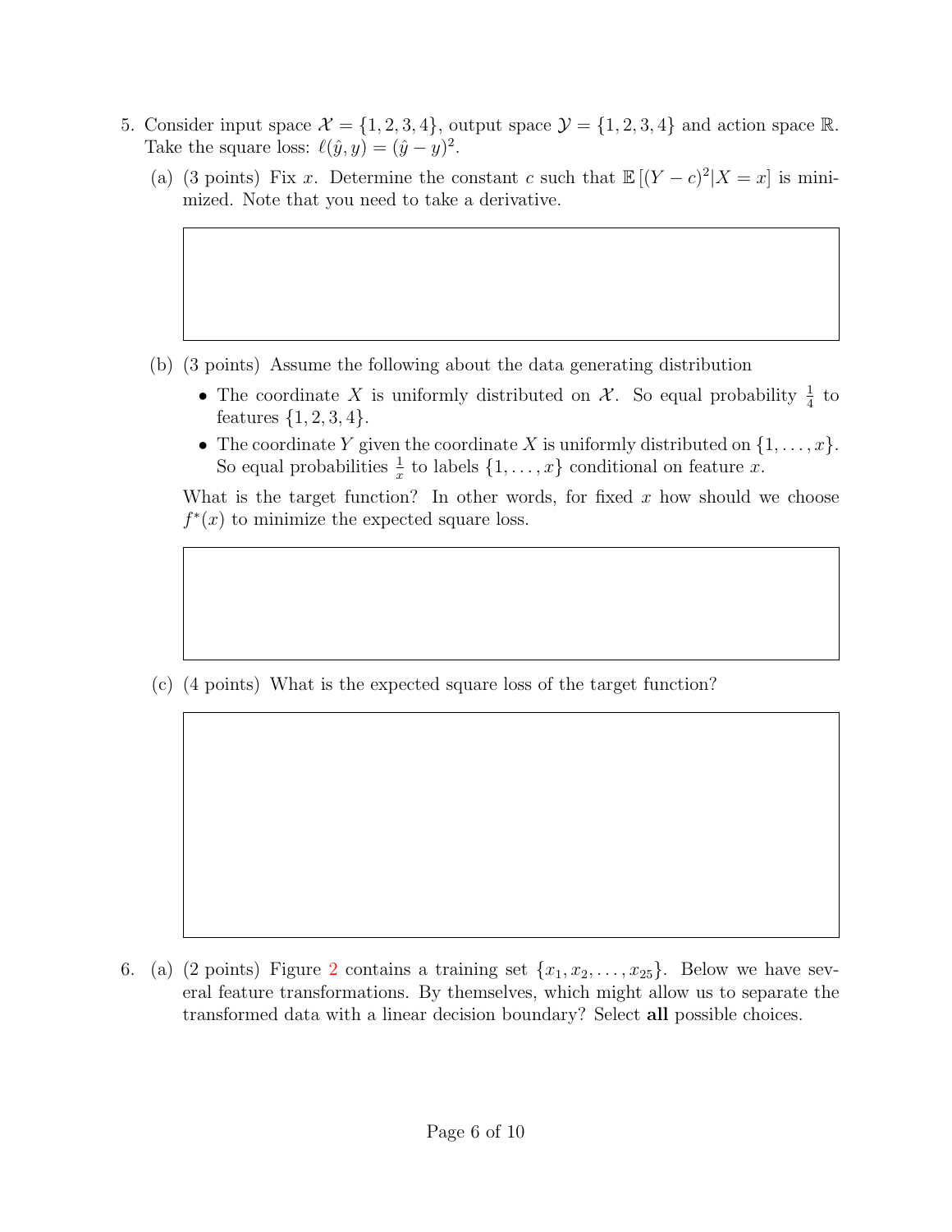5. Consider input space $\mathcal{X} = \{1, 2, 3, 4\}$, output space $\mathcal{Y} = \{1, 2, 3, 4\}$ and action space $\mathbb{R}$. Take the square loss: $\ell(\hat{y}, y) = (\hat{y} - y)^2$.

   (a) (3 points) Fix $x$. Determine the constant $c$ such that $\mathbb{E}\left[(Y - c)^2 | X = x\right]$ is minimized. Note that you need to take a derivative.

   (b) (3 points) Assume the following about the data generating distribution

   - The coordinate $X$ is uniformly distributed on $\mathcal{X}$. So equal probability $\frac{1}{4}$ to features $\{1, 2, 3, 4\}$.
   - The coordinate $Y$ given the coordinate $X$ is uniformly distributed on $\{1, \ldots, x\}$. So equal probabilities $\frac{1}{x}$ to labels $\{1, \ldots, x\}$ conditional on feature $x$.

   What is the target function? In other words, for fixed $x$ how should we choose $f^*(x)$ to minimize the expected square loss.

   (c) (4 points) What is the expected square loss of the target function?

6. (a) (2 points) Figure 2 contains a training set $\{x_1, x_2, \ldots, x_{25}\}$. Below we have several feature transformations. By themselves, which might allow us to separate the transformed data with a linear decision boundary? Select **all** possible choices.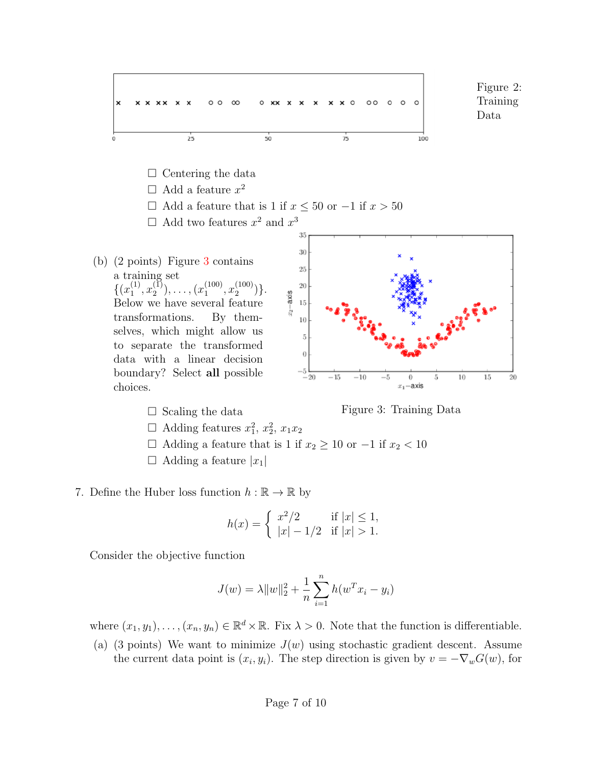Figure 2: Training Data

- ☐ Centering the data
- ☐ Add a feature $x^2$
- ☐ Add a feature that is 1 if $x \le 50$ or $-1$ if $x > 50$
- ☐ Add two features $x^2$ and $x^3$

(b) (2 points) Figure 3 contains a training set $\{(x_1^{(1)}, x_2^{(1)}), \ldots, (x_1^{(100)}, x_2^{(100)})\}$. Below we have several feature transformations. By themselves, which might allow us to separate the transformed data with a linear decision boundary? Select **all** possible choices.

Figure 3: Training Data

- ☐ Scaling the data
- ☐ Adding features $x_1^2$, $x_2^2$, $x_1 x_2$
- ☐ Adding a feature that is 1 if $x_2 \ge 10$ or $-1$ if $x_2 < 10$
- ☐ Adding a feature $|x_1|$

7. Define the Huber loss function $h : \mathbb{R} \to \mathbb{R}$ by

$$h(x) = \begin{cases} x^2/2 & \text{if } |x| \le 1, \\ |x| - 1/2 & \text{if } |x| > 1. \end{cases}$$

Consider the objective function

$$J(w) = \lambda \|w\|_2^2 + \frac{1}{n} \sum_{i=1}^{n} h(w^T x_i - y_i)$$

where $(x_1, y_1), \ldots, (x_n, y_n) \in \mathbb{R}^d \times \mathbb{R}$. Fix $\lambda > 0$. Note that the function is differentiable.

(a) (3 points) We want to minimize $J(w)$ using stochastic gradient descent. Assume the current data point is $(x_i, y_i)$. The step direction is given by $v = -\nabla_w G(w)$, for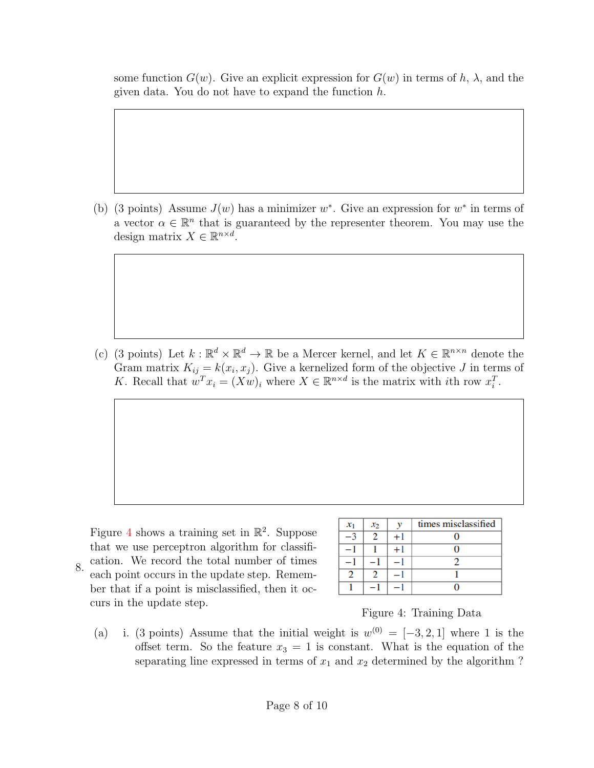some function $G(w)$. Give an explicit expression for $G(w)$ in terms of $h$, $\lambda$, and the given data. You do not have to expand the function $h$.

(b) (3 points) Assume $J(w)$ has a minimizer $w^*$. Give an expression for $w^*$ in terms of a vector $\alpha \in \mathbb{R}^n$ that is guaranteed by the representer theorem. You may use the design matrix $X \in \mathbb{R}^{n \times d}$.

(c) (3 points) Let $k : \mathbb{R}^d \times \mathbb{R}^d \to \mathbb{R}$ be a Mercer kernel, and let $K \in \mathbb{R}^{n \times n}$ denote the Gram matrix $K_{ij} = k(x_i, x_j)$. Give a kernelized form of the objective $J$ in terms of $K$. Recall that $w^T x_i = (Xw)_i$ where $X \in \mathbb{R}^{n \times d}$ is the matrix with $i$th row $x_i^T$.

8. Figure 4 shows a training set in $\mathbb{R}^2$. Suppose that we use perceptron algorithm for classification. We record the total number of times each point occurs in the update step. Remember that if a point is misclassified, then it occurs in the update step.

| $x_1$ | $x_2$ | $y$ | times misclassified |
| --- | --- | --- | --- |
| $-3$ | 2 | $+1$ | 0 |
| $-1$ | 1 | $+1$ | 0 |
| $-1$ | $-1$ | $-1$ | 2 |
| 2 | 2 | $-1$ | 1 |
| 1 | $-1$ | $-1$ | 0 |

Figure 4: Training Data

(a) i. (3 points) Assume that the initial weight is $w^{(0)} = [-3, 2, 1]$ where 1 is the offset term. So the feature $x_3 = 1$ is constant. What is the equation of the separating line expressed in terms of $x_1$ and $x_2$ determined by the algorithm ?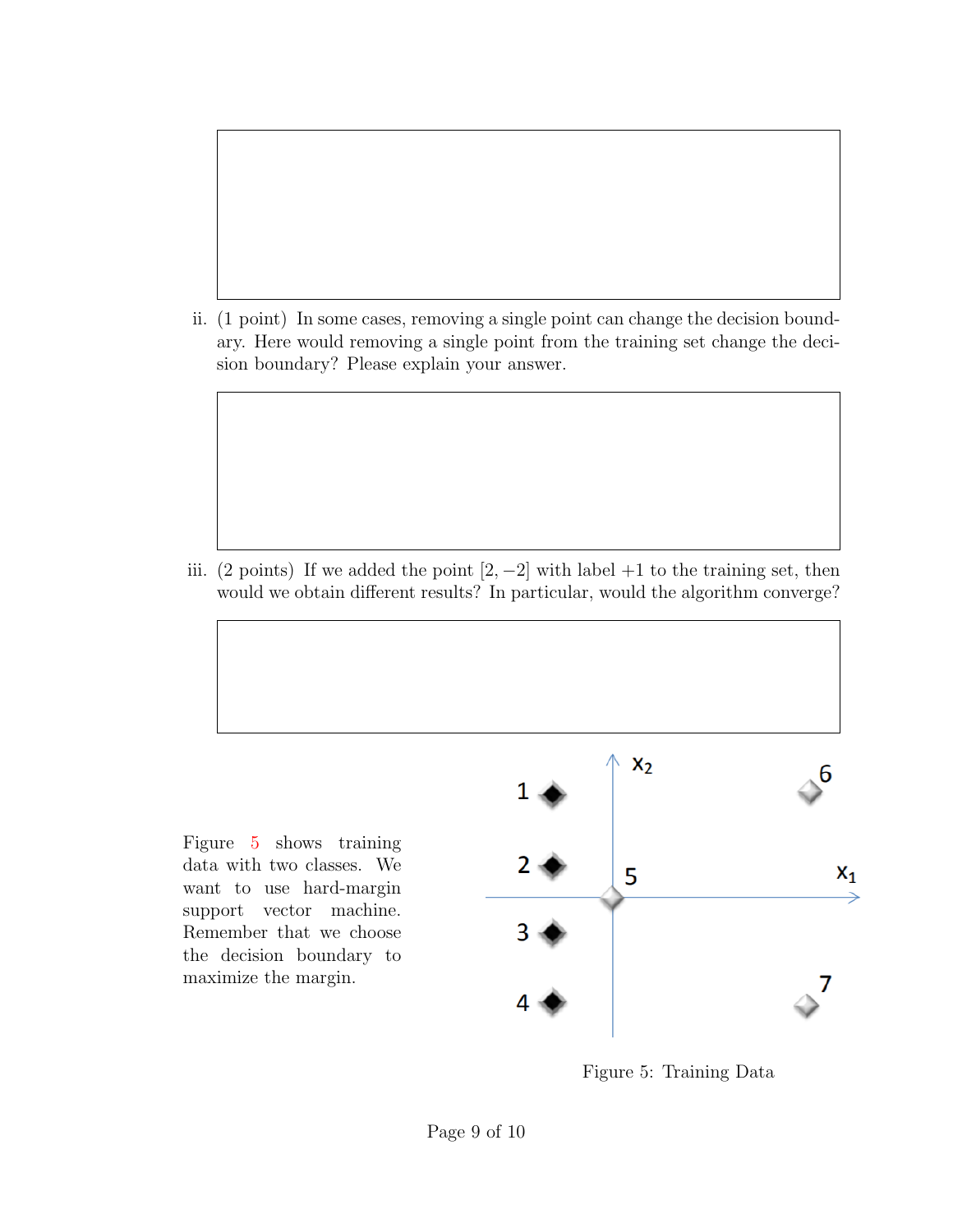ii. (1 point) In some cases, removing a single point can change the decision boundary. Here would removing a single point from the training set change the decision boundary? Please explain your answer.

iii. (2 points) If we added the point $[2, -2]$ with label $+1$ to the training set, then would we obtain different results? In particular, would the algorithm converge?

Figure 5 shows training data with two classes. We want to use hard-margin support vector machine. Remember that we choose the decision boundary to maximize the margin.

Figure 5: Training Data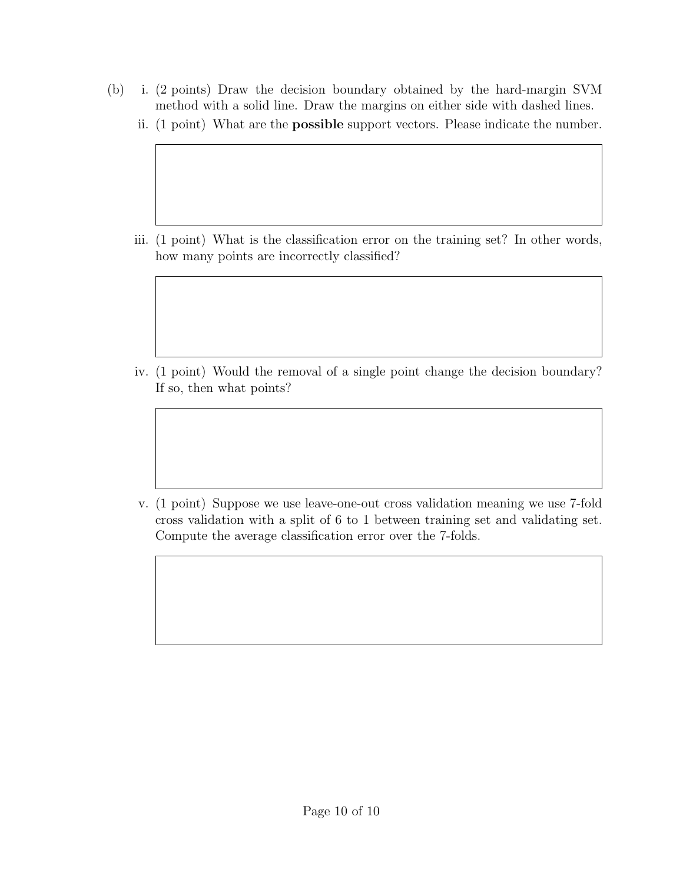(b) i. (2 points) Draw the decision boundary obtained by the hard-margin SVM method with a solid line. Draw the margins on either side with dashed lines.

ii. (1 point) What are the **possible** support vectors. Please indicate the number.

iii. (1 point) What is the classification error on the training set? In other words, how many points are incorrectly classified?

iv. (1 point) Would the removal of a single point change the decision boundary? If so, then what points?

v. (1 point) Suppose we use leave-one-out cross validation meaning we use 7-fold cross validation with a split of 6 to 1 between training set and validating set. Compute the average classification error over the 7-folds.